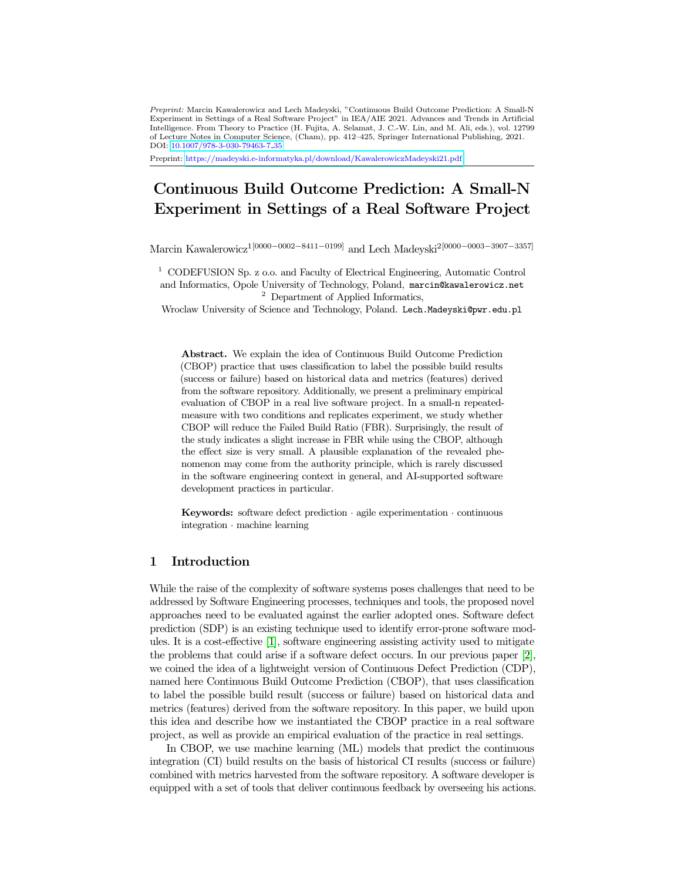*Preprint:* Marcin Kawalerowicz and Lech Madeyski, "Continuous Build Outcome Prediction: A Small-N Experiment in Settings of a Real Software Project" in IEA/AIE 2021. Advances and Trends in Artificial Intelligence. From Theory to Practice (H. Fujita, A. Selamat, J. C.-W. Lin, and M. Ali, eds.), vol. 12799 of Lecture Notes in Computer Science, (Cham), pp. 412–425, Springer International Publishing, 2021. DOI: 10.1007/978-3-030-79463-7_35

Preprint: https://madeyski.e-informatyka.pl/download/KawalerowiczMadeyski21.pdf

# Continuous Build Outcome Prediction: A Small-N Experiment in Settings of a Real Software Project

Marcin Kawalerowicz[1][0000−0002−8411−0199] and Lech Madeyski[2][0000−0003−3907−3357]

[1] CODEFUSION Sp. z o.o. and Faculty of Electrical Engineering, Automatic Control and Informatics, Opole University of Technology, Poland, marcin@kawalerowicz.net

[2] Department of Applied Informatics, Wroclaw University of Science and Technology, Poland. Lech.Madeyski@pwr.edu.pl

**Abstract.** We explain the idea of Continuous Build Outcome Prediction (CBOP) practice that uses classification to label the possible build results (success or failure) based on historical data and metrics (features) derived from the software repository. Additionally, we present a preliminary empirical evaluation of CBOP in a real live software project. In a small-n repeated-measure with two conditions and replicates experiment, we study whether CBOP will reduce the Failed Build Ratio (FBR). Surprisingly, the result of the study indicates a slight increase in FBR while using the CBOP, although the effect size is very small. A plausible explanation of the revealed phenomenon may come from the authority principle, which is rarely discussed in the software engineering context in general, and AI-supported software development practices in particular.

**Keywords:** software defect prediction · agile experimentation · continuous integration · machine learning

## 1 Introduction

While the raise of the complexity of software systems poses challenges that need to be addressed by Software Engineering processes, techniques and tools, the proposed novel approaches need to be evaluated against the earlier adopted ones. Software defect prediction (SDP) is an existing technique used to identify error-prone software modules. It is a cost-effective [1], software engineering assisting activity used to mitigate the problems that could arise if a software defect occurs. In our previous paper [2], we coined the idea of a lightweight version of Continuous Defect Prediction (CDP), named here Continuous Build Outcome Prediction (CBOP), that uses classification to label the possible build result (success or failure) based on historical data and metrics (features) derived from the software repository. In this paper, we build upon this idea and describe how we instantiated the CBOP practice in a real software project, as well as provide an empirical evaluation of the practice in real settings.

In CBOP, we use machine learning (ML) models that predict the continuous integration (CI) build results on the basis of historical CI results (success or failure) combined with metrics harvested from the software repository. A software developer is equipped with a set of tools that deliver continuous feedback by overseeing his actions.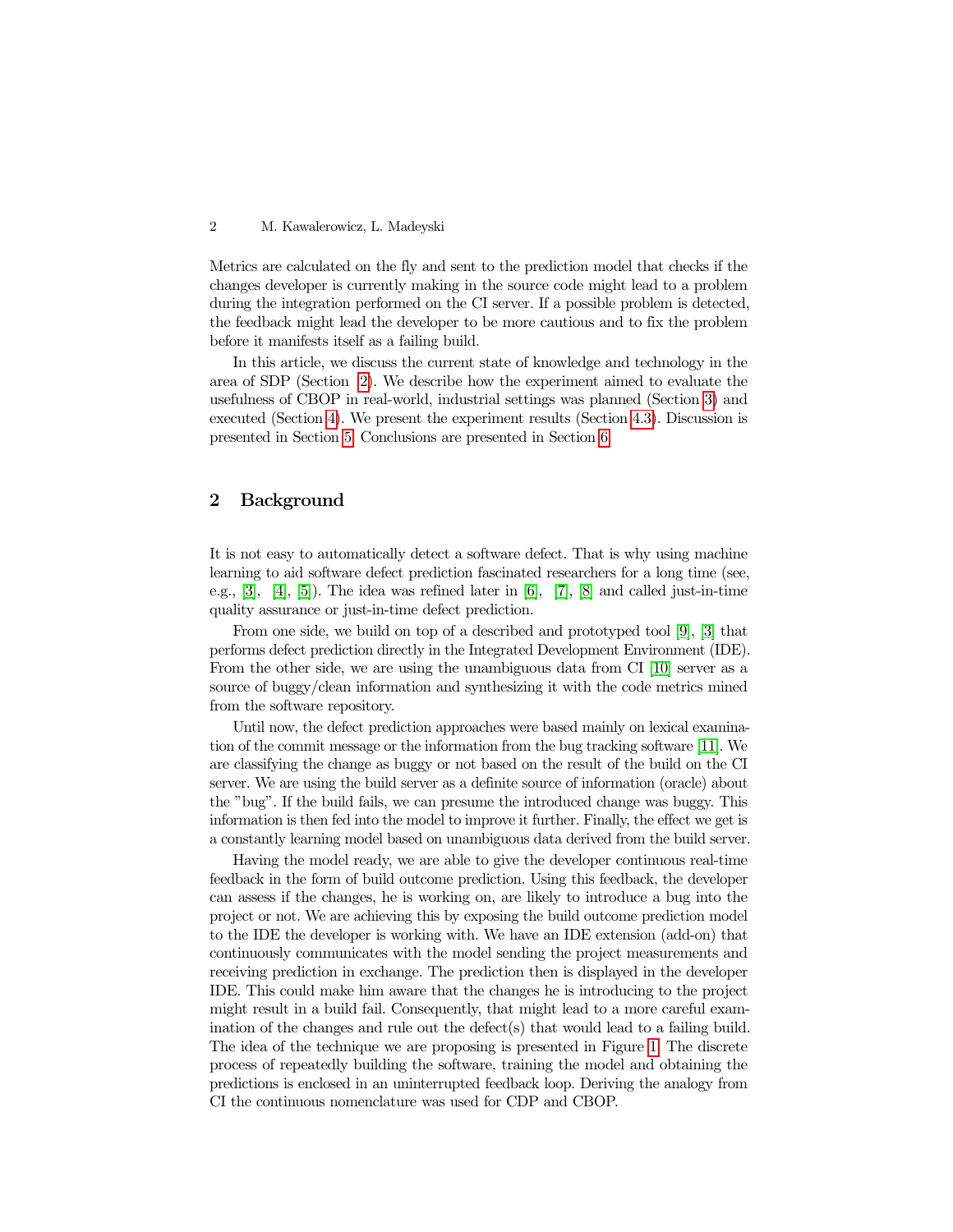Metrics are calculated on the fly and sent to the prediction model that checks if the changes developer is currently making in the source code might lead to a problem during the integration performed on the CI server. If a possible problem is detected, the feedback might lead the developer to be more cautious and to fix the problem before it manifests itself as a failing build.

In this article, we discuss the current state of knowledge and technology in the area of SDP (Section 2). We describe how the experiment aimed to evaluate the usefulness of CBOP in real-world, industrial settings was planned (Section 3) and executed (Section 4). We present the experiment results (Section 4.3). Discussion is presented in Section 5. Conclusions are presented in Section 6.

## 2 Background

It is not easy to automatically detect a software defect. That is why using machine learning to aid software defect prediction fascinated researchers for a long time (see, e.g., [3], [4], [5]). The idea was refined later in [6], [7], [8] and called just-in-time quality assurance or just-in-time defect prediction.

From one side, we build on top of a described and prototyped tool [9], [3] that performs defect prediction directly in the Integrated Development Environment (IDE). From the other side, we are using the unambiguous data from CI [10] server as a source of buggy/clean information and synthesizing it with the code metrics mined from the software repository.

Until now, the defect prediction approaches were based mainly on lexical examination of the commit message or the information from the bug tracking software [11]. We are classifying the change as buggy or not based on the result of the build on the CI server. We are using the build server as a definite source of information (oracle) about the "bug". If the build fails, we can presume the introduced change was buggy. This information is then fed into the model to improve it further. Finally, the effect we get is a constantly learning model based on unambiguous data derived from the build server.

Having the model ready, we are able to give the developer continuous real-time feedback in the form of build outcome prediction. Using this feedback, the developer can assess if the changes, he is working on, are likely to introduce a bug into the project or not. We are achieving this by exposing the build outcome prediction model to the IDE the developer is working with. We have an IDE extension (add-on) that continuously communicates with the model sending the project measurements and receiving prediction in exchange. The prediction then is displayed in the developer IDE. This could make him aware that the changes he is introducing to the project might result in a build fail. Consequently, that might lead to a more careful examination of the changes and rule out the defect(s) that would lead to a failing build. The idea of the technique we are proposing is presented in Figure 1. The discrete process of repeatedly building the software, training the model and obtaining the predictions is enclosed in an uninterrupted feedback loop. Deriving the analogy from CI the continuous nomenclature was used for CDP and CBOP.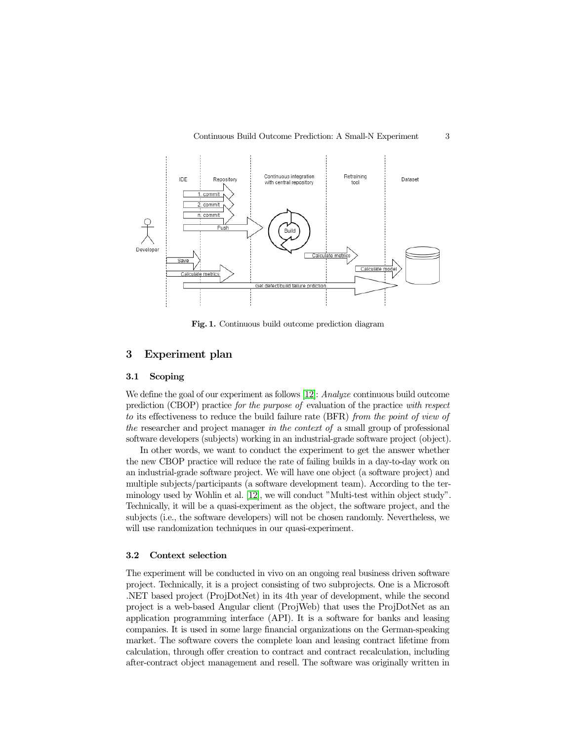Fig. 1. Continuous build outcome prediction diagram

## 3 Experiment plan

### 3.1 Scoping

We define the goal of our experiment as follows [12]: *Analyze* continuous build outcome prediction (CBOP) practice *for the purpose of* evaluation of the practice *with respect to* its effectiveness to reduce the build failure rate (BFR) *from the point of view of the* researcher and project manager *in the context of* a small group of professional software developers (subjects) working in an industrial-grade software project (object).

In other words, we want to conduct the experiment to get the answer whether the new CBOP practice will reduce the rate of failing builds in a day-to-day work on an industrial-grade software project. We will have one object (a software project) and multiple subjects/participants (a software development team). According to the terminology used by Wohlin et al. [12], we will conduct "Multi-test within object study". Technically, it will be a quasi-experiment as the object, the software project, and the subjects (i.e., the software developers) will not be chosen randomly. Nevertheless, we will use randomization techniques in our quasi-experiment.

### 3.2 Context selection

The experiment will be conducted in vivo on an ongoing real business driven software project. Technically, it is a project consisting of two subprojects. One is a Microsoft .NET based project (ProjDotNet) in its 4th year of development, while the second project is a web-based Angular client (ProjWeb) that uses the ProjDotNet as an application programming interface (API). It is a software for banks and leasing companies. It is used in some large financial organizations on the German-speaking market. The software covers the complete loan and leasing contract lifetime from calculation, through offer creation to contract and contract recalculation, including after-contract object management and resell. The software was originally written in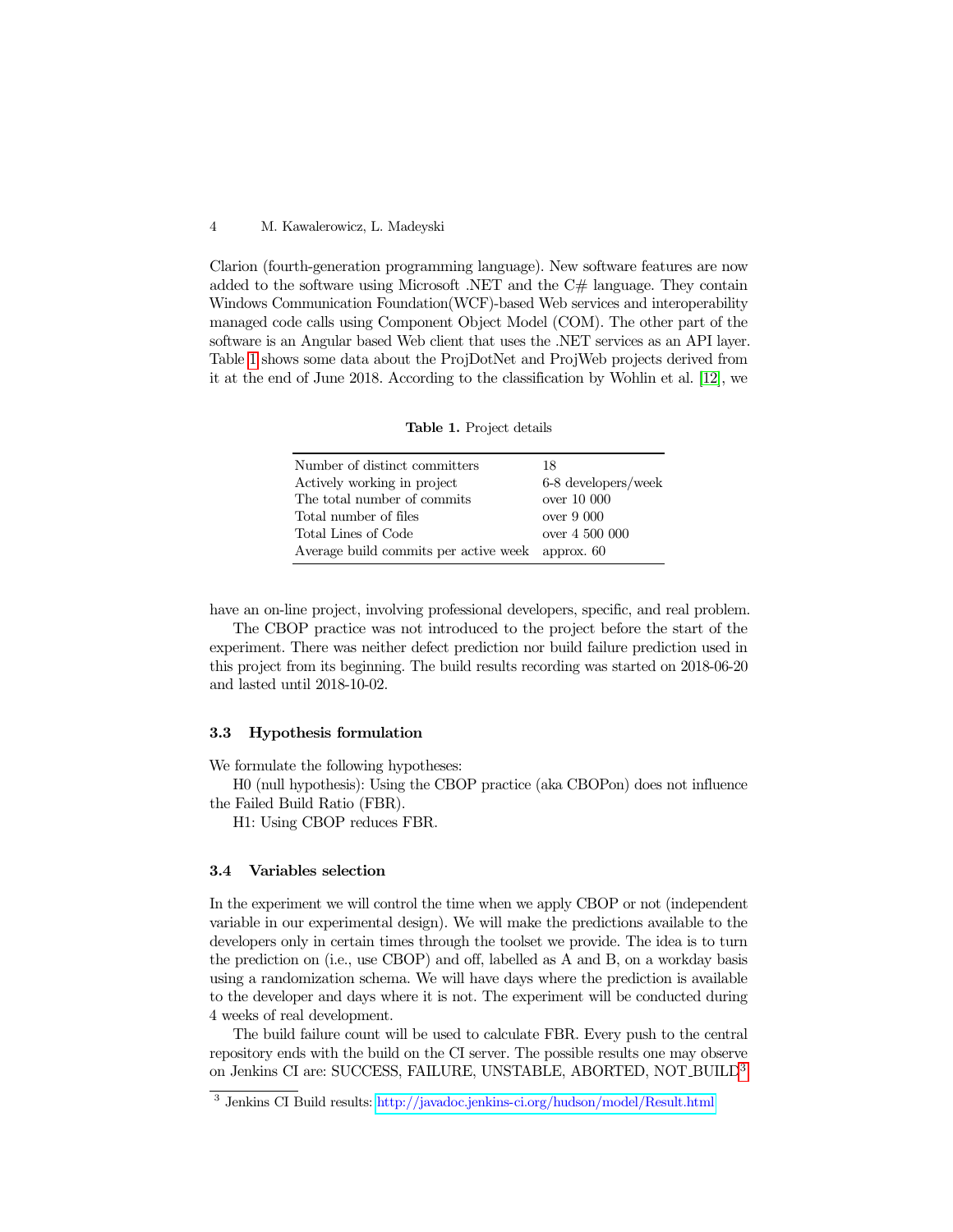Clarion (fourth-generation programming language). New software features are now added to the software using Microsoft .NET and the C# language. They contain Windows Communication Foundation(WCF)-based Web services and interoperability managed code calls using Component Object Model (COM). The other part of the software is an Angular based Web client that uses the .NET services as an API layer. Table 1 shows some data about the ProjDotNet and ProjWeb projects derived from it at the end of June 2018. According to the classification by Wohlin et al. [12], we have an on-line project, involving professional developers, specific, and real problem.

**Table 1.** Project details

| | |
|---|---|
| Number of distinct committers | 18 |
| Actively working in project | 6-8 developers/week |
| The total number of commits | over 10 000 |
| Total number of files | over 9 000 |
| Total Lines of Code | over 4 500 000 |
| Average build commits per active week | approx. 60 |

The CBOP practice was not introduced to the project before the start of the experiment. There was neither defect prediction nor build failure prediction used in this project from its beginning. The build results recording was started on 2018-06-20 and lasted until 2018-10-02.

### 3.3 Hypothesis formulation

We formulate the following hypotheses:

H0 (null hypothesis): Using the CBOP practice (aka CBOPon) does not influence the Failed Build Ratio (FBR).

H1: Using CBOP reduces FBR.

### 3.4 Variables selection

In the experiment we will control the time when we apply CBOP or not (independent variable in our experimental design). We will make the predictions available to the developers only in certain times through the toolset we provide. The idea is to turn the prediction on (i.e., use CBOP) and off, labelled as A and B, on a workday basis using a randomization schema. We will have days where the prediction is available to the developer and days where it is not. The experiment will be conducted during 4 weeks of real development.

The build failure count will be used to calculate FBR. Every push to the central repository ends with the build on the CI server. The possible results one may observe on Jenkins CI are: SUCCESS, FAILURE, UNSTABLE, ABORTED, NOT_BUILD[3]

[3] Jenkins CI Build results: http://javadoc.jenkins-ci.org/hudson/model/Result.html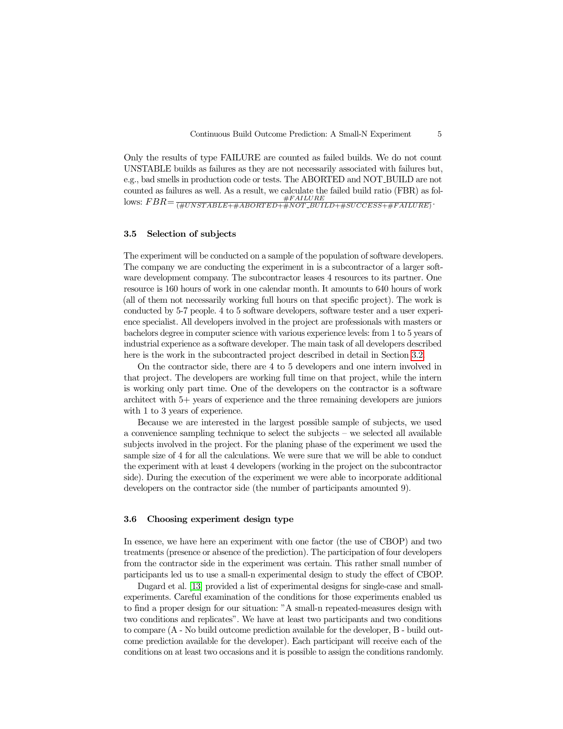Only the results of type FAILURE are counted as failed builds. We do not count UNSTABLE builds as failures as they are not necessarily associated with failures but, e.g., bad smells in production code or tests. The ABORTED and NOT_BUILD are not counted as failures as well. As a result, we calculate the failed build ratio (FBR) as follows: $FBR = \frac{\#FAILURE}{(\#UNSTABLE + \#ABORTED + \#NOT\_BUILD + \#SUCCESS + \#FAILURE)}$.

### 3.5 Selection of subjects

The experiment will be conducted on a sample of the population of software developers. The company we are conducting the experiment in is a subcontractor of a larger software development company. The subcontractor leases 4 resources to its partner. One resource is 160 hours of work in one calendar month. It amounts to 640 hours of work (all of them not necessarily working full hours on that specific project). The work is conducted by 5-7 people. 4 to 5 software developers, software tester and a user experience specialist. All developers involved in the project are professionals with masters or bachelors degree in computer science with various experience levels: from 1 to 5 years of industrial experience as a software developer. The main task of all developers described here is the work in the subcontracted project described in detail in Section 3.2.

On the contractor side, there are 4 to 5 developers and one intern involved in that project. The developers are working full time on that project, while the intern is working only part time. One of the developers on the contractor is a software architect with 5+ years of experience and the three remaining developers are juniors with 1 to 3 years of experience.

Because we are interested in the largest possible sample of subjects, we used a convenience sampling technique to select the subjects – we selected all available subjects involved in the project. For the planing phase of the experiment we used the sample size of 4 for all the calculations. We were sure that we will be able to conduct the experiment with at least 4 developers (working in the project on the subcontractor side). During the execution of the experiment we were able to incorporate additional developers on the contractor side (the number of participants amounted 9).

### 3.6 Choosing experiment design type

In essence, we have here an experiment with one factor (the use of CBOP) and two treatments (presence or absence of the prediction). The participation of four developers from the contractor side in the experiment was certain. This rather small number of participants led us to use a small-n experimental design to study the effect of CBOP.

Dugard et al. [13] provided a list of experimental designs for single-case and small-experiments. Careful examination of the conditions for those experiments enabled us to find a proper design for our situation: "A small-n repeated-measures design with two conditions and replicates". We have at least two participants and two conditions to compare (A - No build outcome prediction available for the developer, B - build outcome prediction available for the developer). Each participant will receive each of the conditions on at least two occasions and it is possible to assign the conditions randomly.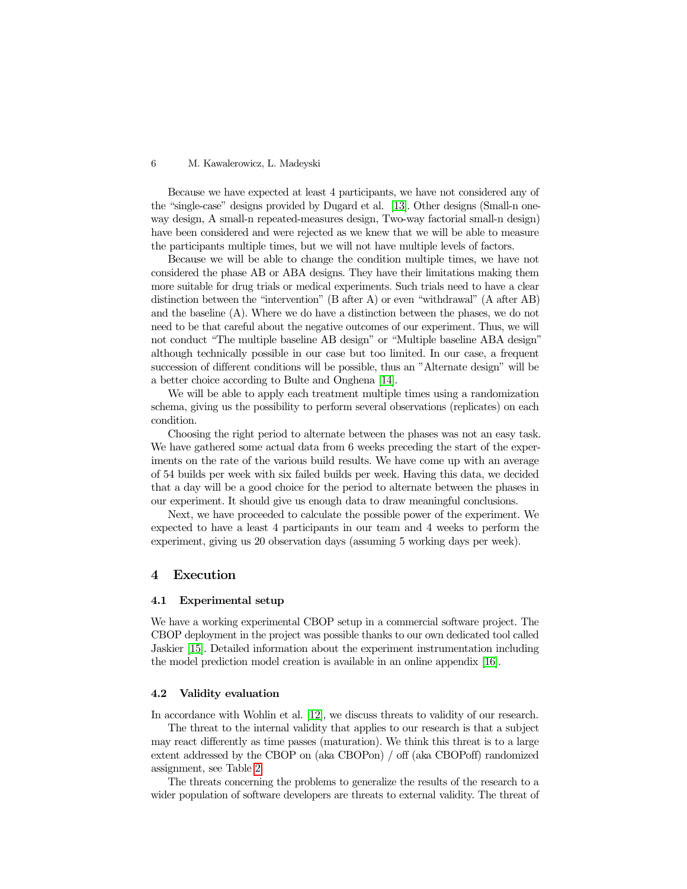Because we have expected at least 4 participants, we have not considered any of the "single-case" designs provided by Dugard et al. [13]. Other designs (Small-n one-way design, A small-n repeated-measures design, Two-way factorial small-n design) have been considered and were rejected as we knew that we will be able to measure the participants multiple times, but we will not have multiple levels of factors.

Because we will be able to change the condition multiple times, we have not considered the phase AB or ABA designs. They have their limitations making them more suitable for drug trials or medical experiments. Such trials need to have a clear distinction between the "intervention" (B after A) or even "withdrawal" (A after AB) and the baseline (A). Where we do have a distinction between the phases, we do not need to be that careful about the negative outcomes of our experiment. Thus, we will not conduct "The multiple baseline AB design" or "Multiple baseline ABA design" although technically possible in our case but too limited. In our case, a frequent succession of different conditions will be possible, thus an "Alternate design" will be a better choice according to Bulte and Onghena [14].

We will be able to apply each treatment multiple times using a randomization schema, giving us the possibility to perform several observations (replicates) on each condition.

Choosing the right period to alternate between the phases was not an easy task. We have gathered some actual data from 6 weeks preceding the start of the experiments on the rate of the various build results. We have come up with an average of 54 builds per week with six failed builds per week. Having this data, we decided that a day will be a good choice for the period to alternate between the phases in our experiment. It should give us enough data to draw meaningful conclusions.

Next, we have proceeded to calculate the possible power of the experiment. We expected to have a least 4 participants in our team and 4 weeks to perform the experiment, giving us 20 observation days (assuming 5 working days per week).

## 4 Execution

### 4.1 Experimental setup

We have a working experimental CBOP setup in a commercial software project. The CBOP deployment in the project was possible thanks to our own dedicated tool called Jaskier [15]. Detailed information about the experiment instrumentation including the model prediction model creation is available in an online appendix [16].

### 4.2 Validity evaluation

In accordance with Wohlin et al. [12], we discuss threats to validity of our research.

The threat to the internal validity that applies to our research is that a subject may react differently as time passes (maturation). We think this threat is to a large extent addressed by the CBOP on (aka CBOPon) / off (aka CBOPoff) randomized assignment, see Table 2.

The threats concerning the problems to generalize the results of the research to a wider population of software developers are threats to external validity. The threat of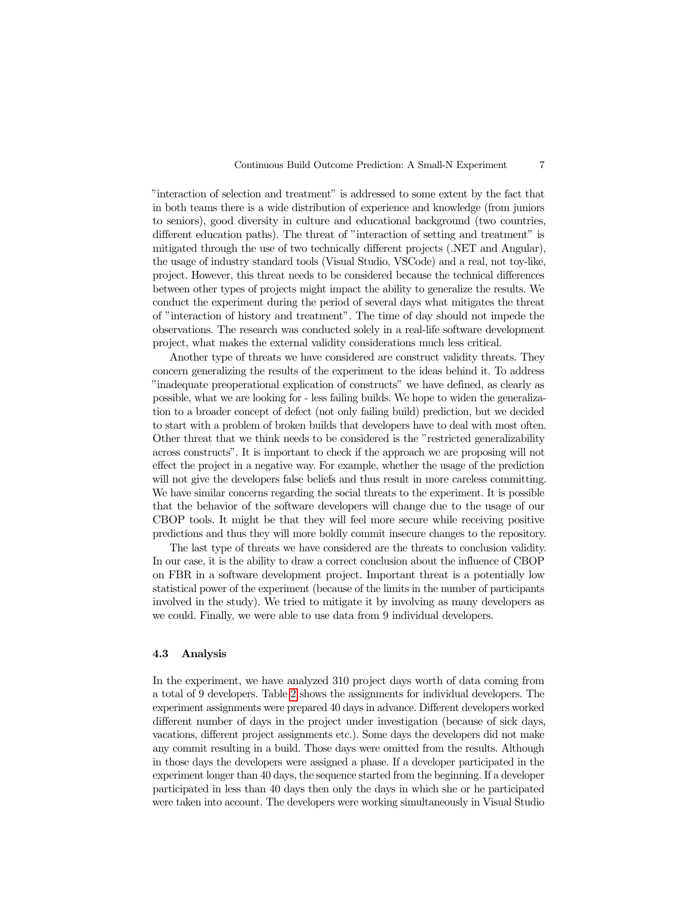"interaction of selection and treatment" is addressed to some extent by the fact that in both teams there is a wide distribution of experience and knowledge (from juniors to seniors), good diversity in culture and educational background (two countries, different education paths). The threat of "interaction of setting and treatment" is mitigated through the use of two technically different projects (.NET and Angular), the usage of industry standard tools (Visual Studio, VSCode) and a real, not toy-like, project. However, this threat needs to be considered because the technical differences between other types of projects might impact the ability to generalize the results. We conduct the experiment during the period of several days what mitigates the threat of "interaction of history and treatment". The time of day should not impede the observations. The research was conducted solely in a real-life software development project, what makes the external validity considerations much less critical.

Another type of threats we have considered are construct validity threats. They concern generalizing the results of the experiment to the ideas behind it. To address "inadequate preoperational explication of constructs" we have defined, as clearly as possible, what we are looking for - less failing builds. We hope to widen the generalization to a broader concept of defect (not only failing build) prediction, but we decided to start with a problem of broken builds that developers have to deal with most often. Other threat that we think needs to be considered is the "restricted generalizability across constructs". It is important to check if the approach we are proposing will not effect the project in a negative way. For example, whether the usage of the prediction will not give the developers false beliefs and thus result in more careless committing. We have similar concerns regarding the social threats to the experiment. It is possible that the behavior of the software developers will change due to the usage of our CBOP tools. It might be that they will feel more secure while receiving positive predictions and thus they will more boldly commit insecure changes to the repository.

The last type of threats we have considered are the threats to conclusion validity. In our case, it is the ability to draw a correct conclusion about the influence of CBOP on FBR in a software development project. Important threat is a potentially low statistical power of the experiment (because of the limits in the number of participants involved in the study). We tried to mitigate it by involving as many developers as we could. Finally, we were able to use data from 9 individual developers.

### 4.3 Analysis

In the experiment, we have analyzed 310 project days worth of data coming from a total of 9 developers. Table 2 shows the assignments for individual developers. The experiment assignments were prepared 40 days in advance. Different developers worked different number of days in the project under investigation (because of sick days, vacations, different project assignments etc.). Some days the developers did not make any commit resulting in a build. Those days were omitted from the results. Although in those days the developers were assigned a phase. If a developer participated in the experiment longer than 40 days, the sequence started from the beginning. If a developer participated in less than 40 days then only the days in which she or he participated were taken into account. The developers were working simultaneously in Visual Studio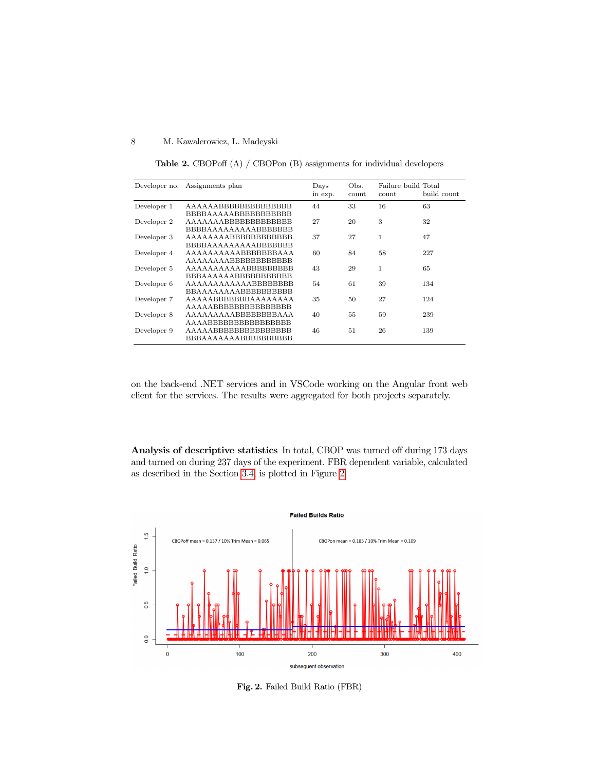**Table 2.** CBOPoff (A) / CBOPon (B) assignments for individual developers

| Developer no. | Assignments plan | Days in exp. | Obs. count | Failure build count | Total build count |
|---|---|---|---|---|---|
| Developer 1 | AAAAAABBBBBBBBBBBBBB BBBBAAAAABBBBBBBBBBB | 44 | 33 | 16 | 63 |
| Developer 2 | AAAAAAABBBBBBBBBBBBB BBBBAAAAAAAAAABBBBBBB | 27 | 20 | 3 | 32 |
| Developer 3 | AAAAAAAABBBBBBBBBBBB BBBBAAAAAAAAAABBBBBBB | 37 | 27 | 1 | 47 |
| Developer 4 | AAAAAAAAAABBBBBBBBAAA AAAAAAAABBBBBBBBBBBB | 60 | 84 | 58 | 227 |
| Developer 5 | AAAAAAAAAAABBBBBBBBB BBBAAAAAAABBBBBBBBBBB | 43 | 29 | 1 | 65 |
| Developer 6 | AAAAAAAAAAAABBBBBBBB BBAAAAAAAAABBBBBBBBBB | 54 | 61 | 39 | 134 |
| Developer 7 | AAAAABBBBBBBBAAAAAAAA AAAAABBBBBBBBBBBBBBB | 35 | 50 | 27 | 124 |
| Developer 8 | AAAAAAAAABBBBBBBBAAA AAAABBBBBBBBBBBBBBBB | 40 | 55 | 59 | 239 |
| Developer 9 | AAAAABBBBBBBBBBBBBBB BBBAAAAAAAABBBBBBBBBB | 46 | 51 | 26 | 139 |

on the back-end .NET services and in VSCode working on the Angular front web client for the services. The results were aggregated for both projects separately.

**Analysis of descriptive statistics** In total, CBOP was turned off during 173 days and turned on during 237 days of the experiment. FBR dependent variable, calculated as described in the Section 3.4, is plotted in Figure 2.

Fig. 2. Failed Build Ratio (FBR)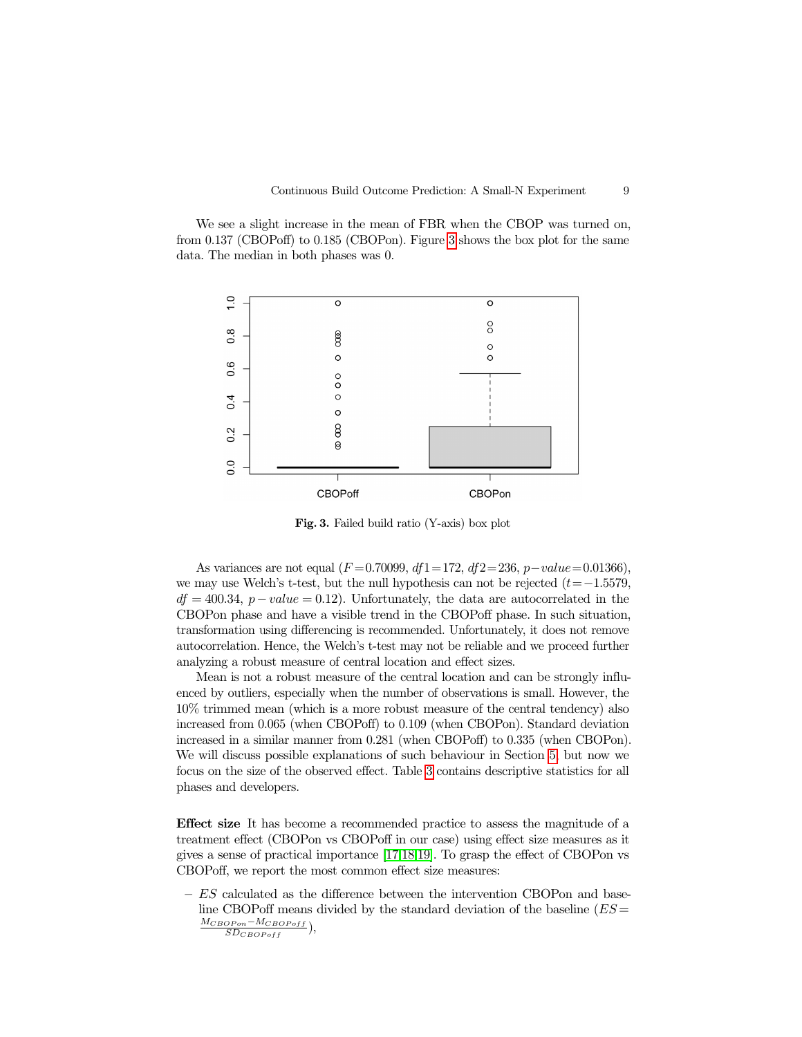We see a slight increase in the mean of FBR when the CBOP was turned on, from 0.137 (CBOPoff) to 0.185 (CBOPon). Figure 3 shows the box plot for the same data. The median in both phases was 0.

**Fig. 3.** Failed build ratio (Y-axis) box plot

As variances are not equal ($F=0.70099$, $df1=172$, $df2=236$, $p-value=0.01366$), we may use Welch's t-test, but the null hypothesis can not be rejected ($t=-1.5579$, $df=400.34$, $p-value=0.12$). Unfortunately, the data are autocorrelated in the CBOPon phase and have a visible trend in the CBOPoff phase. In such situation, transformation using differencing is recommended. Unfortunately, it does not remove autocorrelation. Hence, the Welch's t-test may not be reliable and we proceed further analyzing a robust measure of central location and effect sizes.

Mean is not a robust measure of the central location and can be strongly influenced by outliers, especially when the number of observations is small. However, the 10% trimmed mean (which is a more robust measure of the central tendency) also increased from 0.065 (when CBOPoff) to 0.109 (when CBOPon). Standard deviation increased in a similar manner from 0.281 (when CBOPoff) to 0.335 (when CBOPon). We will discuss possible explanations of such behaviour in Section 5, but now we focus on the size of the observed effect. Table 3 contains descriptive statistics for all phases and developers.

**Effect size** It has become a recommended practice to assess the magnitude of a treatment effect (CBOPon vs CBOPoff in our case) using effect size measures as it gives a sense of practical importance [17,18,19]. To grasp the effect of CBOPon vs CBOPoff, we report the most common effect size measures:

- $ES$ calculated as the difference between the intervention CBOPon and baseline CBOPoff means divided by the standard deviation of the baseline ($ES=\frac{M_{CBOPon}-M_{CBOPoff}}{SD_{CBOPoff}}$),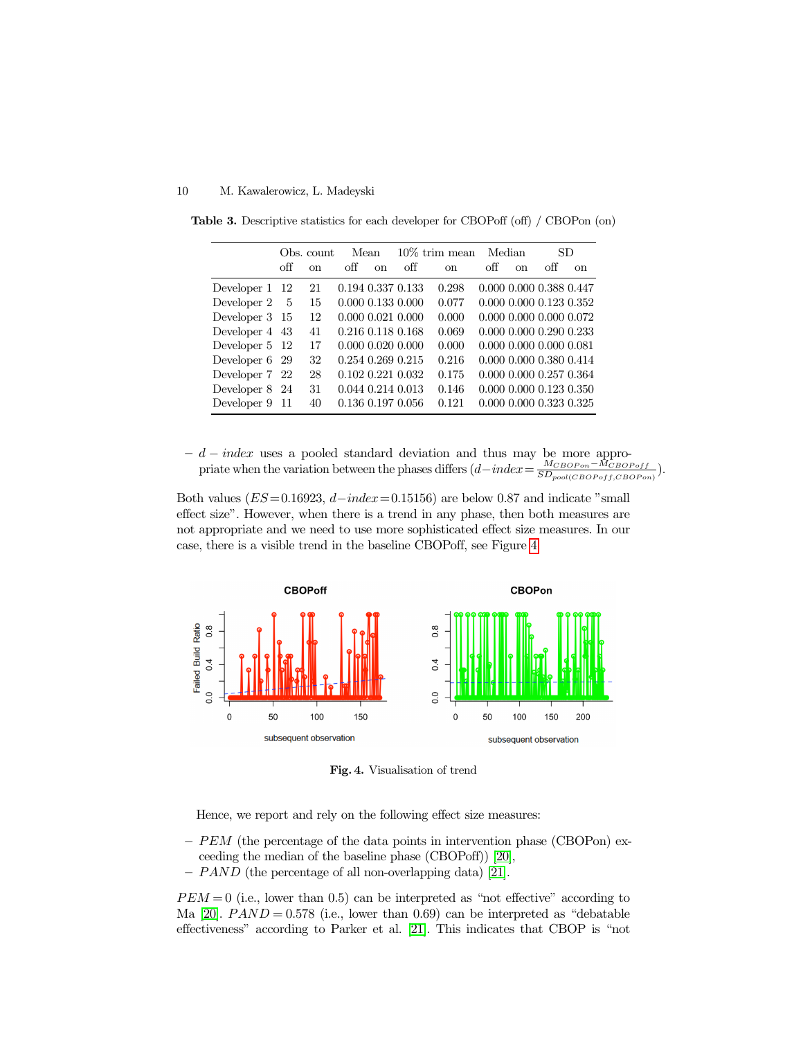**Table 3.** Descriptive statistics for each developer for CBOPoff (off) / CBOPon (on)

| | Obs. count | | Mean | | 10% trim mean | | Median | | SD | |
|---|---|---|---|---|---|---|---|---|---|---|
| | off | on | off | on | off | on | off | on | off | on |
| Developer 1 | 12 | 21 | 0.194 | 0.337 | 0.133 | 0.298 | 0.000 | 0.000 | 0.388 | 0.447 |
| Developer 2 | 5 | 15 | 0.000 | 0.133 | 0.000 | 0.077 | 0.000 | 0.000 | 0.123 | 0.352 |
| Developer 3 | 15 | 12 | 0.000 | 0.021 | 0.000 | 0.000 | 0.000 | 0.000 | 0.000 | 0.072 |
| Developer 4 | 43 | 41 | 0.216 | 0.118 | 0.168 | 0.069 | 0.000 | 0.000 | 0.290 | 0.233 |
| Developer 5 | 12 | 17 | 0.000 | 0.020 | 0.000 | 0.000 | 0.000 | 0.000 | 0.000 | 0.081 |
| Developer 6 | 29 | 32 | 0.254 | 0.269 | 0.215 | 0.216 | 0.000 | 0.000 | 0.380 | 0.414 |
| Developer 7 | 22 | 28 | 0.102 | 0.221 | 0.032 | 0.175 | 0.000 | 0.000 | 0.257 | 0.364 |
| Developer 8 | 24 | 31 | 0.044 | 0.214 | 0.013 | 0.146 | 0.000 | 0.000 | 0.123 | 0.350 |
| Developer 9 | 11 | 40 | 0.136 | 0.197 | 0.056 | 0.121 | 0.000 | 0.000 | 0.323 | 0.325 |

– $d-index$ uses a pooled standard deviation and thus may be more appropriate when the variation between the phases differs ($d-index = \frac{M_{CBOPon} - M_{CBOPoff}}{SD_{pool(CBOPoff,CBOPon)}}$).

Both values ($ES = 0.16923$, $d-index = 0.15156$) are below 0.87 and indicate "small effect size". However, when there is a trend in any phase, then both measures are not appropriate and we need to use more sophisticated effect size measures. In our case, there is a visible trend in the baseline CBOPoff, see Figure 4.

**Fig. 4.** Visualisation of trend

Hence, we report and rely on the following effect size measures:

– $PEM$ (the percentage of the data points in intervention phase (CBOPon) exceeding the median of the baseline phase (CBOPoff)) [20],
– $PAND$ (the percentage of all non-overlapping data) [21].

$PEM = 0$ (i.e., lower than 0.5) can be interpreted as "not effective" according to Ma [20]. $PAND = 0.578$ (i.e., lower than 0.69) can be interpreted as "debatable effectiveness" according to Parker et al. [21]. This indicates that CBOP is "not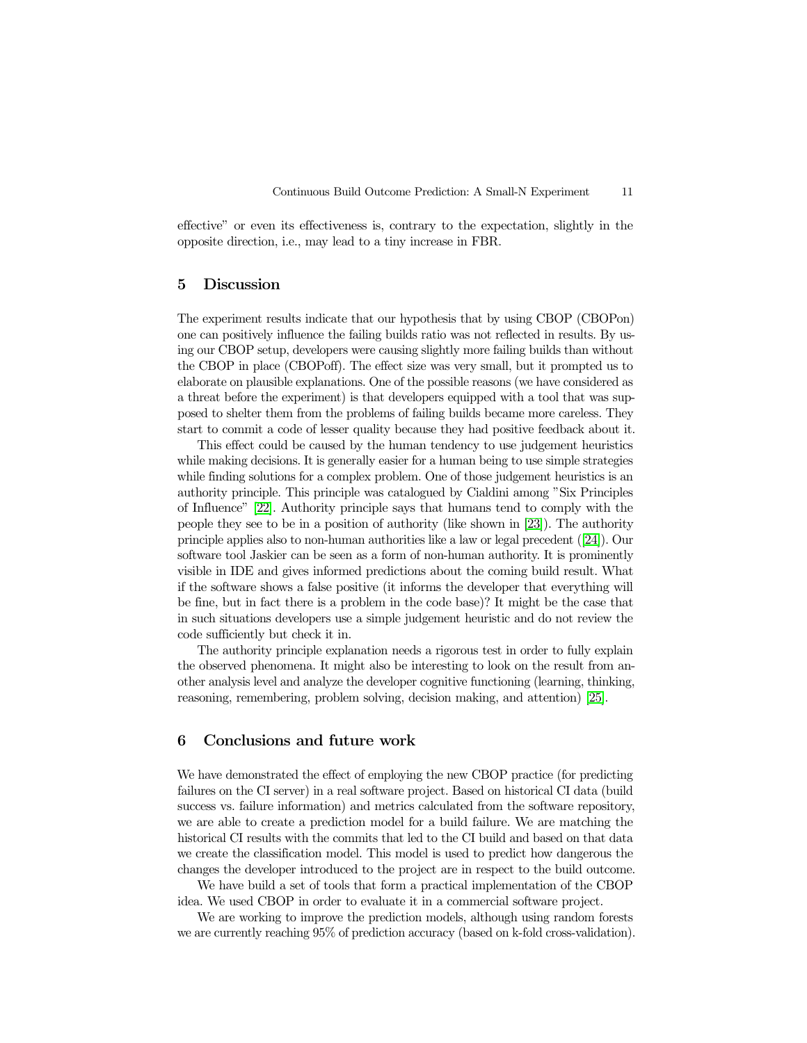effective" or even its effectiveness is, contrary to the expectation, slightly in the opposite direction, i.e., may lead to a tiny increase in FBR.

## 5 Discussion

The experiment results indicate that our hypothesis that by using CBOP (CBOPon) one can positively influence the failing builds ratio was not reflected in results. By using our CBOP setup, developers were causing slightly more failing builds than without the CBOP in place (CBOPoff). The effect size was very small, but it prompted us to elaborate on plausible explanations. One of the possible reasons (we have considered as a threat before the experiment) is that developers equipped with a tool that was supposed to shelter them from the problems of failing builds became more careless. They start to commit a code of lesser quality because they had positive feedback about it.

This effect could be caused by the human tendency to use judgement heuristics while making decisions. It is generally easier for a human being to use simple strategies while finding solutions for a complex problem. One of those judgement heuristics is an authority principle. This principle was catalogued by Cialdini among "Six Principles of Influence" [22]. Authority principle says that humans tend to comply with the people they see to be in a position of authority (like shown in [23]). The authority principle applies also to non-human authorities like a law or legal precedent ([24]). Our software tool Jaskier can be seen as a form of non-human authority. It is prominently visible in IDE and gives informed predictions about the coming build result. What if the software shows a false positive (it informs the developer that everything will be fine, but in fact there is a problem in the code base)? It might be the case that in such situations developers use a simple judgement heuristic and do not review the code sufficiently but check it in.

The authority principle explanation needs a rigorous test in order to fully explain the observed phenomena. It might also be interesting to look on the result from another analysis level and analyze the developer cognitive functioning (learning, thinking, reasoning, remembering, problem solving, decision making, and attention) [25].

## 6 Conclusions and future work

We have demonstrated the effect of employing the new CBOP practice (for predicting failures on the CI server) in a real software project. Based on historical CI data (build success vs. failure information) and metrics calculated from the software repository, we are able to create a prediction model for a build failure. We are matching the historical CI results with the commits that led to the CI build and based on that data we create the classification model. This model is used to predict how dangerous the changes the developer introduced to the project are in respect to the build outcome.

We have build a set of tools that form a practical implementation of the CBOP idea. We used CBOP in order to evaluate it in a commercial software project.

We are working to improve the prediction models, although using random forests we are currently reaching 95% of prediction accuracy (based on k-fold cross-validation).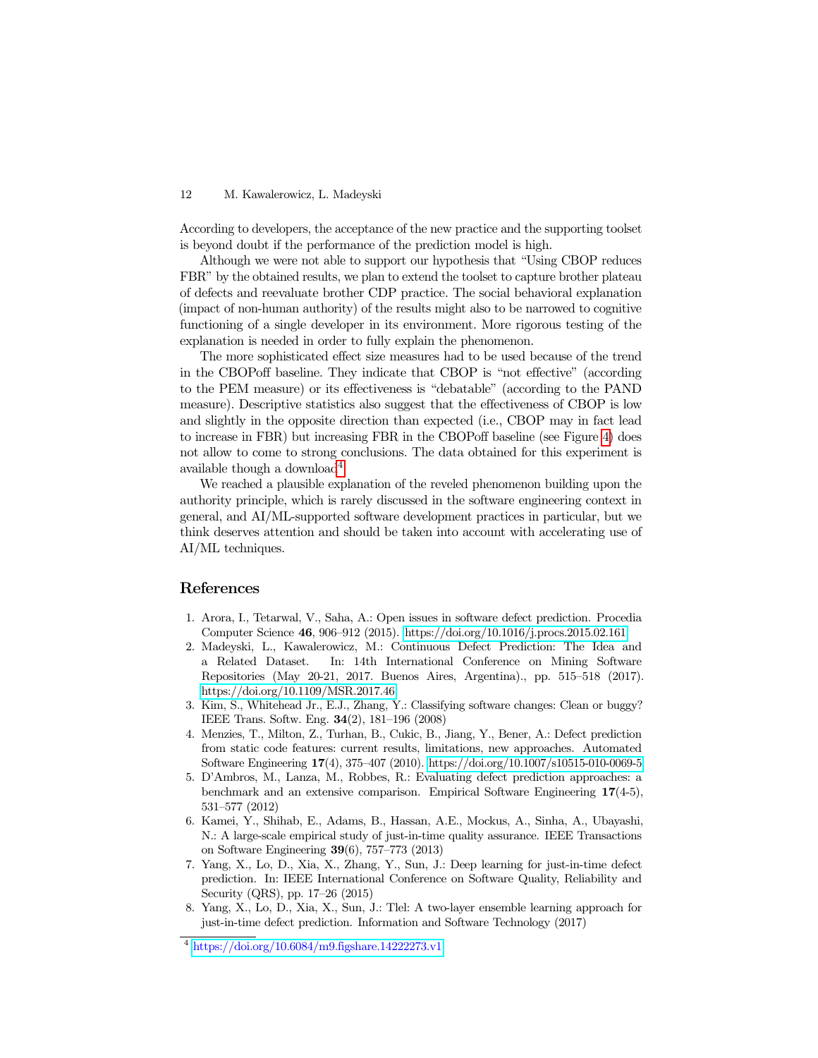According to developers, the acceptance of the new practice and the supporting toolset is beyond doubt if the performance of the prediction model is high.

Although we were not able to support our hypothesis that "Using CBOP reduces FBR" by the obtained results, we plan to extend the toolset to capture brother plateau of defects and reevaluate brother CDP practice. The social behavioral explanation (impact of non-human authority) of the results might also to be narrowed to cognitive functioning of a single developer in its environment. More rigorous testing of the explanation is needed in order to fully explain the phenomenon.

The more sophisticated effect size measures had to be used because of the trend in the CBOPoff baseline. They indicate that CBOP is "not effective" (according to the PEM measure) or its effectiveness is "debatable" (according to the PAND measure). Descriptive statistics also suggest that the effectiveness of CBOP is low and slightly in the opposite direction than expected (i.e., CBOP may in fact lead to increase in FBR) but increasing FBR in the CBOPoff baseline (see Figure 4) does not allow to come to strong conclusions. The data obtained for this experiment is available though a download[4].

We reached a plausible explanation of the reveled phenomenon building upon the authority principle, which is rarely discussed in the software engineering context in general, and AI/ML-supported software development practices in particular, but we think deserves attention and should be taken into account with accelerating use of AI/ML techniques.

## References

1. Arora, I., Tetarwal, V., Saha, A.: Open issues in software defect prediction. Procedia Computer Science **46**, 906–912 (2015). https://doi.org/10.1016/j.procs.2015.02.161
2. Madeyski, L., Kawalerowicz, M.: Continuous Defect Prediction: The Idea and a Related Dataset. In: 14th International Conference on Mining Software Repositories (May 20-21, 2017. Buenos Aires, Argentina)., pp. 515–518 (2017). https://doi.org/10.1109/MSR.2017.46
3. Kim, S., Whitehead Jr., E.J., Zhang, Y.: Classifying software changes: Clean or buggy? IEEE Trans. Softw. Eng. **34**(2), 181–196 (2008)
4. Menzies, T., Milton, Z., Turhan, B., Cukic, B., Jiang, Y., Bener, A.: Defect prediction from static code features: current results, limitations, new approaches. Automated Software Engineering **17**(4), 375–407 (2010). https://doi.org/10.1007/s10515-010-0069-5
5. D'Ambros, M., Lanza, M., Robbes, R.: Evaluating defect prediction approaches: a benchmark and an extensive comparison. Empirical Software Engineering **17**(4-5), 531–577 (2012)
6. Kamei, Y., Shihab, E., Adams, B., Hassan, A.E., Mockus, A., Sinha, A., Ubayashi, N.: A large-scale empirical study of just-in-time quality assurance. IEEE Transactions on Software Engineering **39**(6), 757–773 (2013)
7. Yang, X., Lo, D., Xia, X., Zhang, Y., Sun, J.: Deep learning for just-in-time defect prediction. In: IEEE International Conference on Software Quality, Reliability and Security (QRS), pp. 17–26 (2015)
8. Yang, X., Lo, D., Xia, X., Sun, J.: Tlel: A two-layer ensemble learning approach for just-in-time defect prediction. Information and Software Technology (2017)

[4] https://doi.org/10.6084/m9.figshare.14222273.v1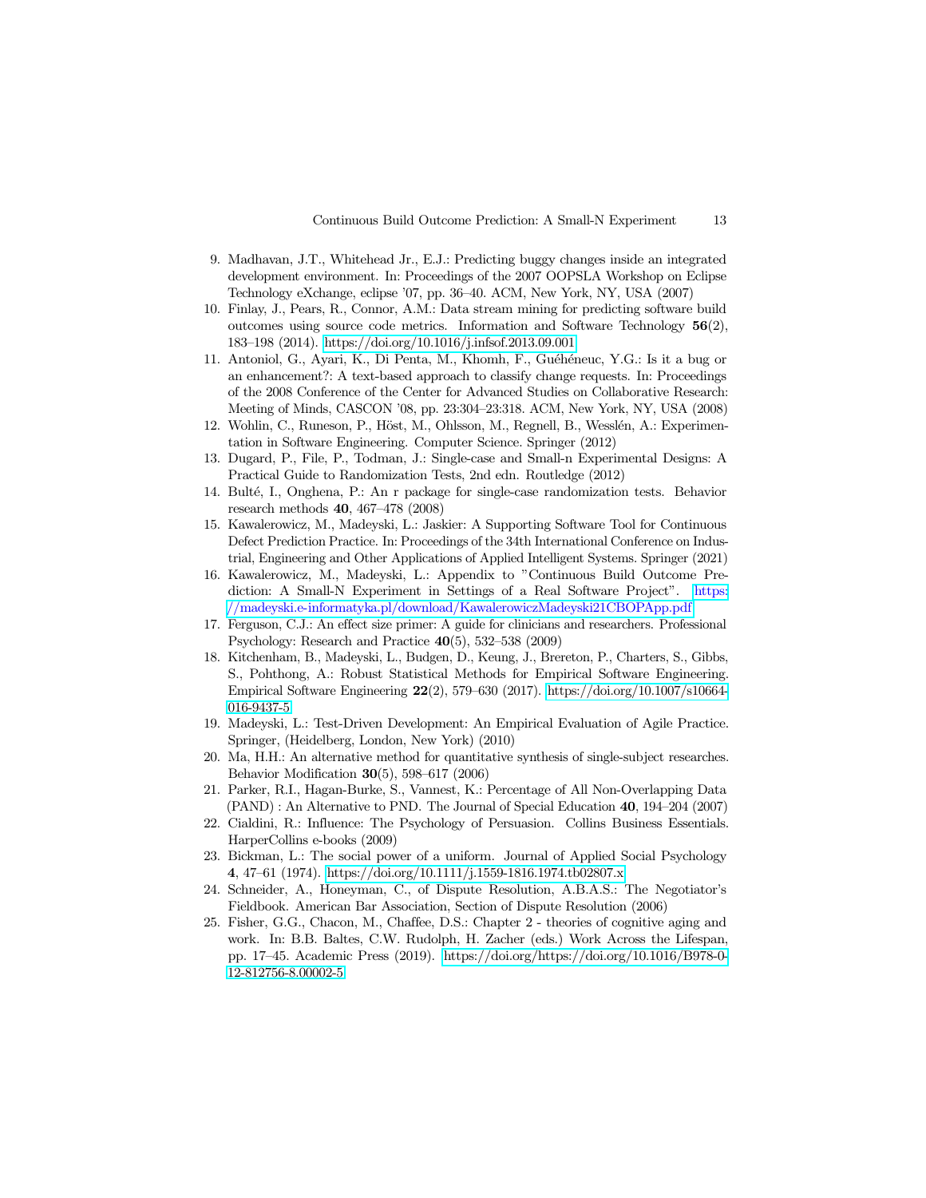9. Madhavan, J.T., Whitehead Jr., E.J.: Predicting buggy changes inside an integrated development environment. In: Proceedings of the 2007 OOPSLA Workshop on Eclipse Technology eXchange, eclipse '07, pp. 36–40. ACM, New York, NY, USA (2007)
10. Finlay, J., Pears, R., Connor, A.M.: Data stream mining for predicting software build outcomes using source code metrics. Information and Software Technology **56**(2), 183–198 (2014). https://doi.org/10.1016/j.infsof.2013.09.001
11. Antoniol, G., Ayari, K., Di Penta, M., Khomh, F., Guéhéneuc, Y.G.: Is it a bug or an enhancement?: A text-based approach to classify change requests. In: Proceedings of the 2008 Conference of the Center for Advanced Studies on Collaborative Research: Meeting of Minds, CASCON '08, pp. 23:304–23:318. ACM, New York, NY, USA (2008)
12. Wohlin, C., Runeson, P., Höst, M., Ohlsson, M., Regnell, B., Wesslén, A.: Experimentation in Software Engineering. Computer Science. Springer (2012)
13. Dugard, P., File, P., Todman, J.: Single-case and Small-n Experimental Designs: A Practical Guide to Randomization Tests, 2nd edn. Routledge (2012)
14. Bulté, I., Onghena, P.: An r package for single-case randomization tests. Behavior research methods **40**, 467–478 (2008)
15. Kawalerowicz, M., Madeyski, L.: Jaskier: A Supporting Software Tool for Continuous Defect Prediction Practice. In: Proceedings of the 34th International Conference on Industrial, Engineering and Other Applications of Applied Intelligent Systems. Springer (2021)
16. Kawalerowicz, M., Madeyski, L.: Appendix to "Continuous Build Outcome Prediction: A Small-N Experiment in Settings of a Real Software Project". https://madeyski.e-informatyka.pl/download/KawalerowiczMadeyski21CBOPApp.pdf
17. Ferguson, C.J.: An effect size primer: A guide for clinicians and researchers. Professional Psychology: Research and Practice **40**(5), 532–538 (2009)
18. Kitchenham, B., Madeyski, L., Budgen, D., Keung, J., Brereton, P., Charters, S., Gibbs, S., Pohthong, A.: Robust Statistical Methods for Empirical Software Engineering. Empirical Software Engineering **22**(2), 579–630 (2017). https://doi.org/10.1007/s10664-016-9437-5
19. Madeyski, L.: Test-Driven Development: An Empirical Evaluation of Agile Practice. Springer, (Heidelberg, London, New York) (2010)
20. Ma, H.H.: An alternative method for quantitative synthesis of single-subject researches. Behavior Modification **30**(5), 598–617 (2006)
21. Parker, R.I., Hagan-Burke, S., Vannest, K.: Percentage of All Non-Overlapping Data (PAND) : An Alternative to PND. The Journal of Special Education **40**, 194–204 (2007)
22. Cialdini, R.: Influence: The Psychology of Persuasion. Collins Business Essentials. HarperCollins e-books (2009)
23. Bickman, L.: The social power of a uniform. Journal of Applied Social Psychology **4**, 47–61 (1974). https://doi.org/10.1111/j.1559-1816.1974.tb02807.x
24. Schneider, A., Honeyman, C., of Dispute Resolution, A.B.A.S.: The Negotiator's Fieldbook. American Bar Association, Section of Dispute Resolution (2006)
25. Fisher, G.G., Chacon, M., Chaffee, D.S.: Chapter 2 - theories of cognitive aging and work. In: B.B. Baltes, C.W. Rudolph, H. Zacher (eds.) Work Across the Lifespan, pp. 17–45. Academic Press (2019). https://doi.org/https://doi.org/10.1016/B978-0-12-812756-8.00002-5